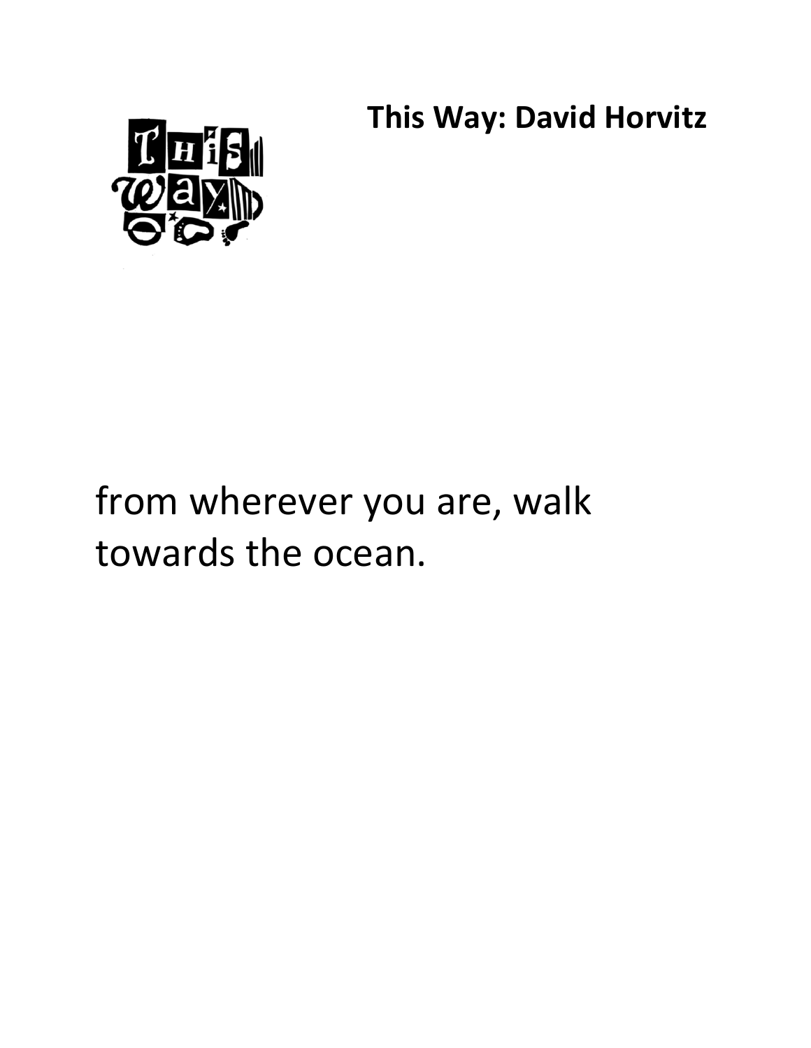**This Way: David Horvitz**

from wherever you are, walk towards the ocean.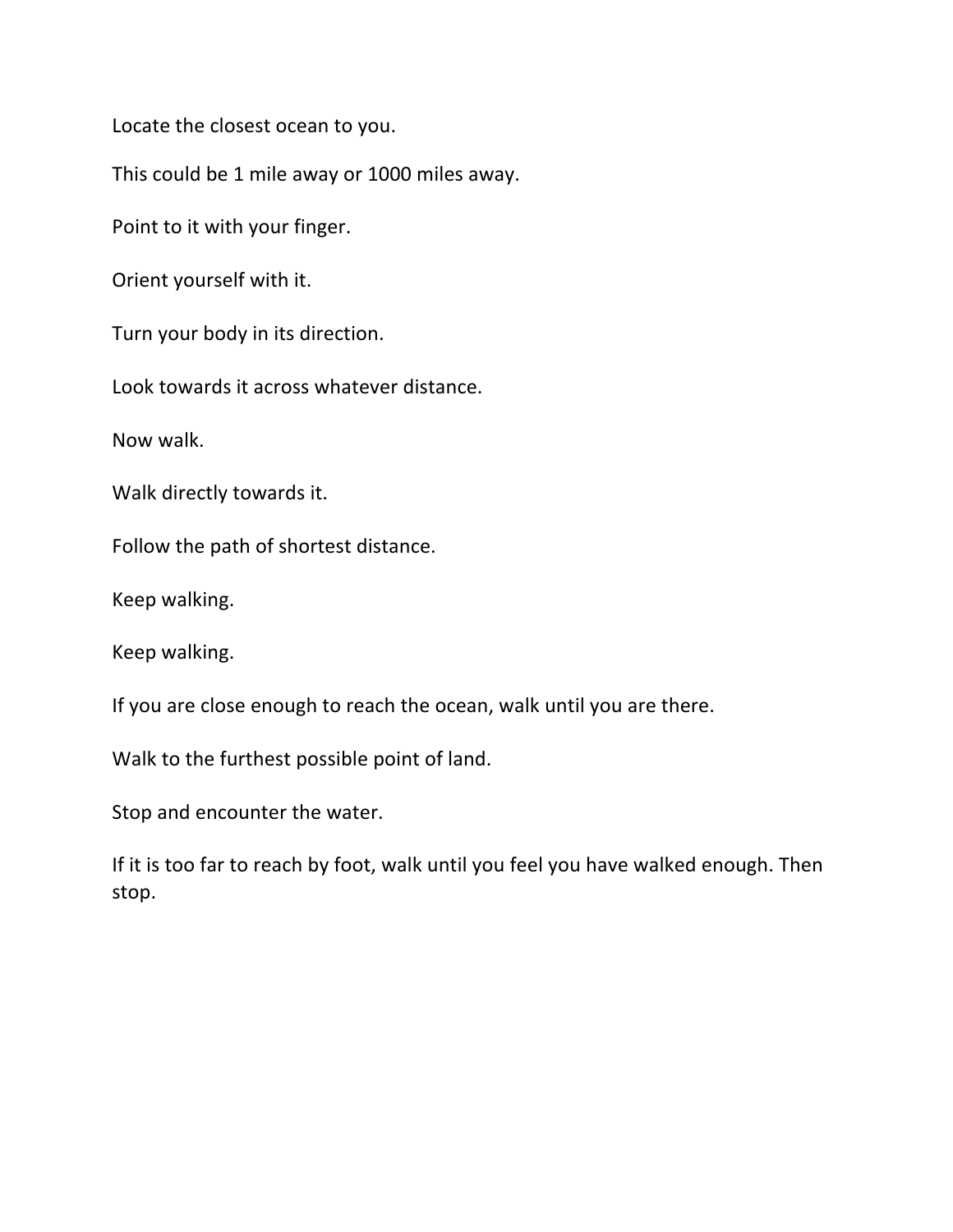Locate the closest ocean to you.

This could be 1 mile away or 1000 miles away.

Point to it with your finger.

Orient yourself with it.

Turn your body in its direction.

Look towards it across whatever distance.

Now walk.

Walk directly towards it.

Follow the path of shortest distance.

Keep walking.

Keep walking.

If you are close enough to reach the ocean, walk until you are there.

Walk to the furthest possible point of land.

Stop and encounter the water.

If it is too far to reach by foot, walk until you feel you have walked enough. Then stop.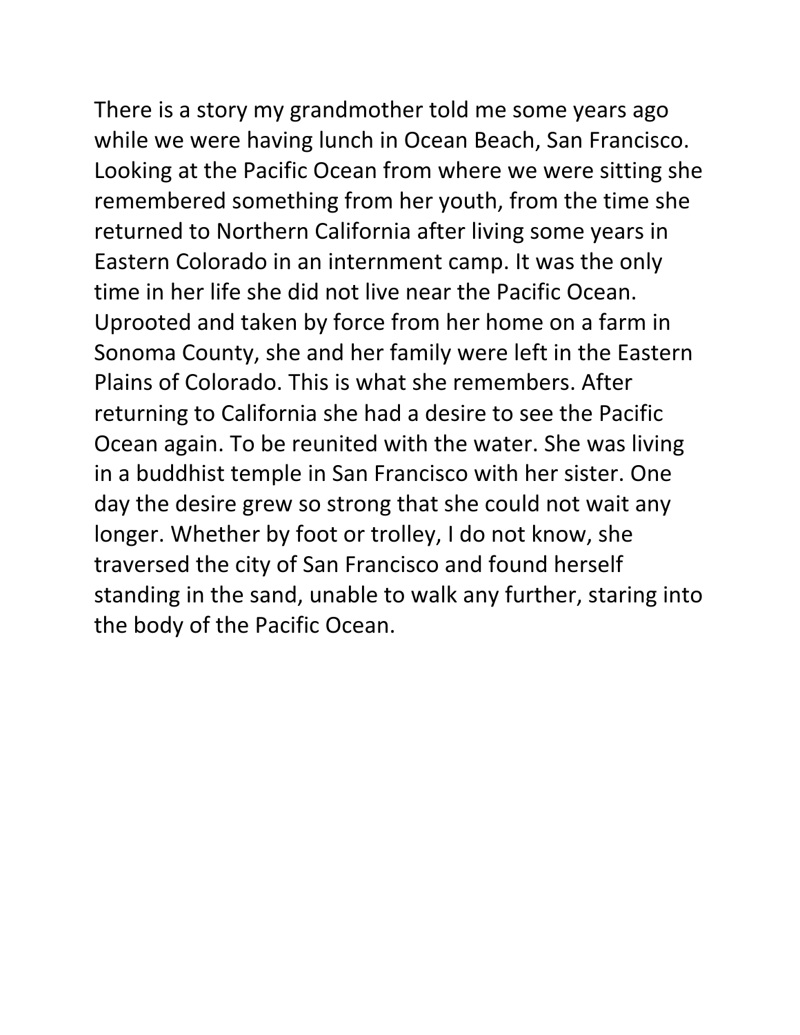There is a story my grandmother told me some years ago while we were having lunch in Ocean Beach, San Francisco. Looking at the Pacific Ocean from where we were sitting she remembered something from her youth, from the time she returned to Northern California after living some years in Eastern Colorado in an internment camp. It was the only time in her life she did not live near the Pacific Ocean. Uprooted and taken by force from her home on a farm in Sonoma County, she and her family were left in the Eastern Plains of Colorado. This is what she remembers. After returning to California she had a desire to see the Pacific Ocean again. To be reunited with the water. She was living in a buddhist temple in San Francisco with her sister. One day the desire grew so strong that she could not wait any longer. Whether by foot or trolley, I do not know, she traversed the city of San Francisco and found herself standing in the sand, unable to walk any further, staring into the body of the Pacific Ocean.